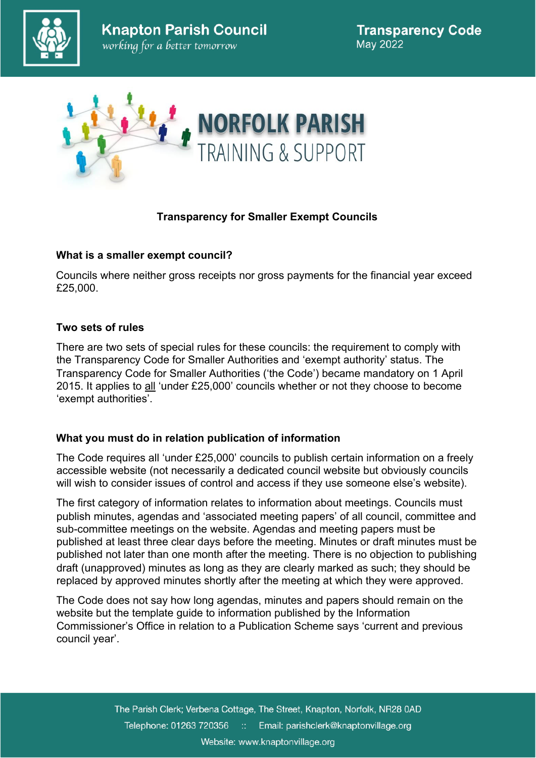# Knapton Parish Council

*working for a better tomorrow*

**Transparency Code**
May 2022

NORFOLK PARISH TRAINING & SUPPORT

## Transparency for Smaller Exempt Councils

### What is a smaller exempt council?

Councils where neither gross receipts nor gross payments for the financial year exceed £25,000.

### Two sets of rules

There are two sets of special rules for these councils: the requirement to comply with the Transparency Code for Smaller Authorities and 'exempt authority' status. The Transparency Code for Smaller Authorities ('the Code') became mandatory on 1 April 2015. It applies to <u>all</u> 'under £25,000' councils whether or not they choose to become 'exempt authorities'.

### What you must do in relation publication of information

The Code requires all 'under £25,000' councils to publish certain information on a freely accessible website (not necessarily a dedicated council website but obviously councils will wish to consider issues of control and access if they use someone else's website).

The first category of information relates to information about meetings. Councils must publish minutes, agendas and 'associated meeting papers' of all council, committee and sub-committee meetings on the website. Agendas and meeting papers must be published at least three clear days before the meeting. Minutes or draft minutes must be published not later than one month after the meeting. There is no objection to publishing draft (unapproved) minutes as long as they are clearly marked as such; they should be replaced by approved minutes shortly after the meeting at which they were approved.

The Code does not say how long agendas, minutes and papers should remain on the website but the template guide to information published by the Information Commissioner's Office in relation to a Publication Scheme says 'current and previous council year'.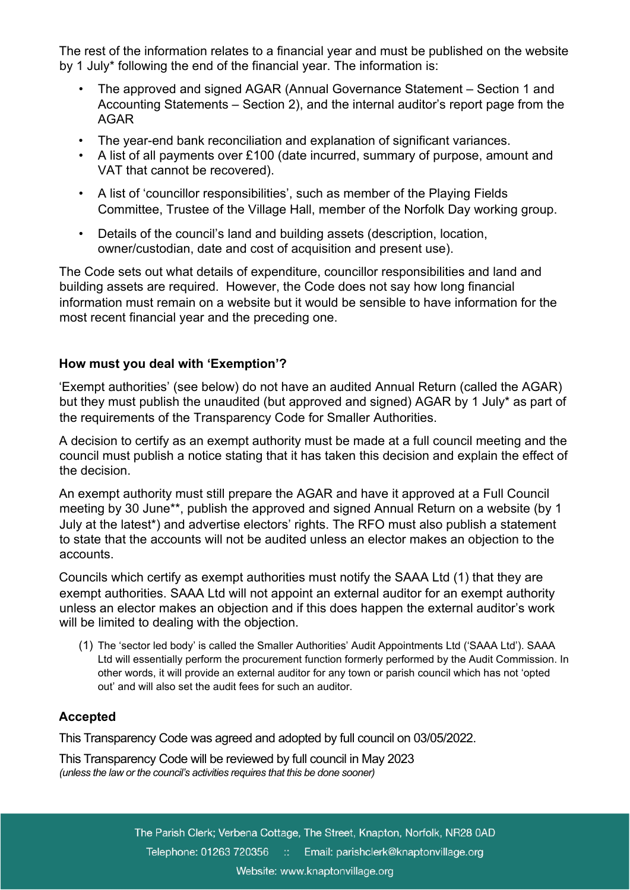The rest of the information relates to a financial year and must be published on the website by 1 July* following the end of the financial year. The information is:

- The approved and signed AGAR (Annual Governance Statement – Section 1 and Accounting Statements – Section 2), and the internal auditor's report page from the AGAR
- The year-end bank reconciliation and explanation of significant variances.
- A list of all payments over £100 (date incurred, summary of purpose, amount and VAT that cannot be recovered).
- A list of 'councillor responsibilities', such as member of the Playing Fields Committee, Trustee of the Village Hall, member of the Norfolk Day working group.
- Details of the council's land and building assets (description, location, owner/custodian, date and cost of acquisition and present use).

The Code sets out what details of expenditure, councillor responsibilities and land and building assets are required. However, the Code does not say how long financial information must remain on a website but it would be sensible to have information for the most recent financial year and the preceding one.

**How must you deal with 'Exemption'?**

'Exempt authorities' (see below) do not have an audited Annual Return (called the AGAR) but they must publish the unaudited (but approved and signed) AGAR by 1 July* as part of the requirements of the Transparency Code for Smaller Authorities.

A decision to certify as an exempt authority must be made at a full council meeting and the council must publish a notice stating that it has taken this decision and explain the effect of the decision.

An exempt authority must still prepare the AGAR and have it approved at a Full Council meeting by 30 June**, publish the approved and signed Annual Return on a website (by 1 July at the latest*) and advertise electors' rights. The RFO must also publish a statement to state that the accounts will not be audited unless an elector makes an objection to the accounts.

Councils which certify as exempt authorities must notify the SAAA Ltd (1) that they are exempt authorities. SAAA Ltd will not appoint an external auditor for an exempt authority unless an elector makes an objection and if this does happen the external auditor's work will be limited to dealing with the objection.

(1) The 'sector led body' is called the Smaller Authorities' Audit Appointments Ltd ('SAAA Ltd'). SAAA Ltd will essentially perform the procurement function formerly performed by the Audit Commission. In other words, it will provide an external auditor for any town or parish council which has not 'opted out' and will also set the audit fees for such an auditor.

**Accepted**

This Transparency Code was agreed and adopted by full council on 03/05/2022.

This Transparency Code will be reviewed by full council in May 2023
*(unless the law or the council's activities requires that this be done sooner)*

The Parish Clerk; Verbena Cottage, The Street, Knapton, Norfolk, NR28 0AD
Telephone: 01263 720356 :: Email: parishclerk@knaptonvillage.org
Website: www.knaptonvillage.org